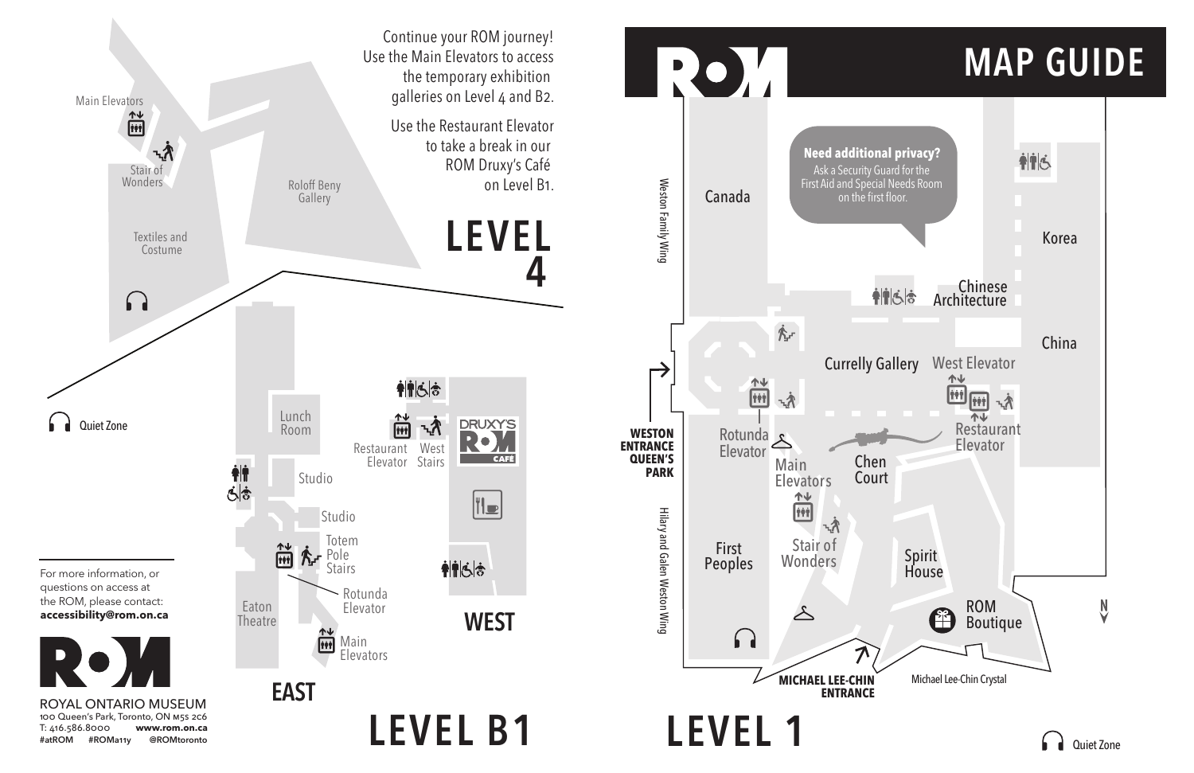# MAP GUIDE

## LEVEL 4

Continue your ROM journey! Use the Main Elevators to access the temporary exhibition galleries on Level 4 and B2.

Use the Restaurant Elevator to take a break in our ROM Druxy's Café on Level B1.

Main Elevators

Stair of Wonders

Roloff Beny Gallery

Textiles and Costume

Quiet Zone

## LEVEL B1

### EAST

Lunch Room

Studio

Studio

Totem Pole Stairs

Rotunda Elevator

Eaton Theatre

Main Elevators

### WEST

Restaurant Elevator

West Stairs

DRUXY'S ROM CAFÉ

## LEVEL 1

**Need additional privacy?**
Ask a Security Guard for the First Aid and Special Needs Room on the first floor.

Weston Family Wing

Canada

Korea

Chinese Architecture

China

Currelly Gallery

West Elevator

Restaurant Elevator

**WESTON ENTRANCE QUEEN'S PARK**

Rotunda Elevator

Main Elevators

Chen Court

Hilary and Galen Weston Wing

First Peoples

Stair of Wonders

Spirit House

ROM Boutique

**MICHAEL LEE-CHIN ENTRANCE**

Michael Lee-Chin Crystal

N

Quiet Zone

For more information, or questions on access at the ROM, please contact:
**accessibility@rom.on.ca**

ROYAL ONTARIO MUSEUM
100 Queen's Park, Toronto, ON M5S 2C6
T: 416.586.8000 **www.rom.on.ca**
#atROM #ROMa11y @ROMtoronto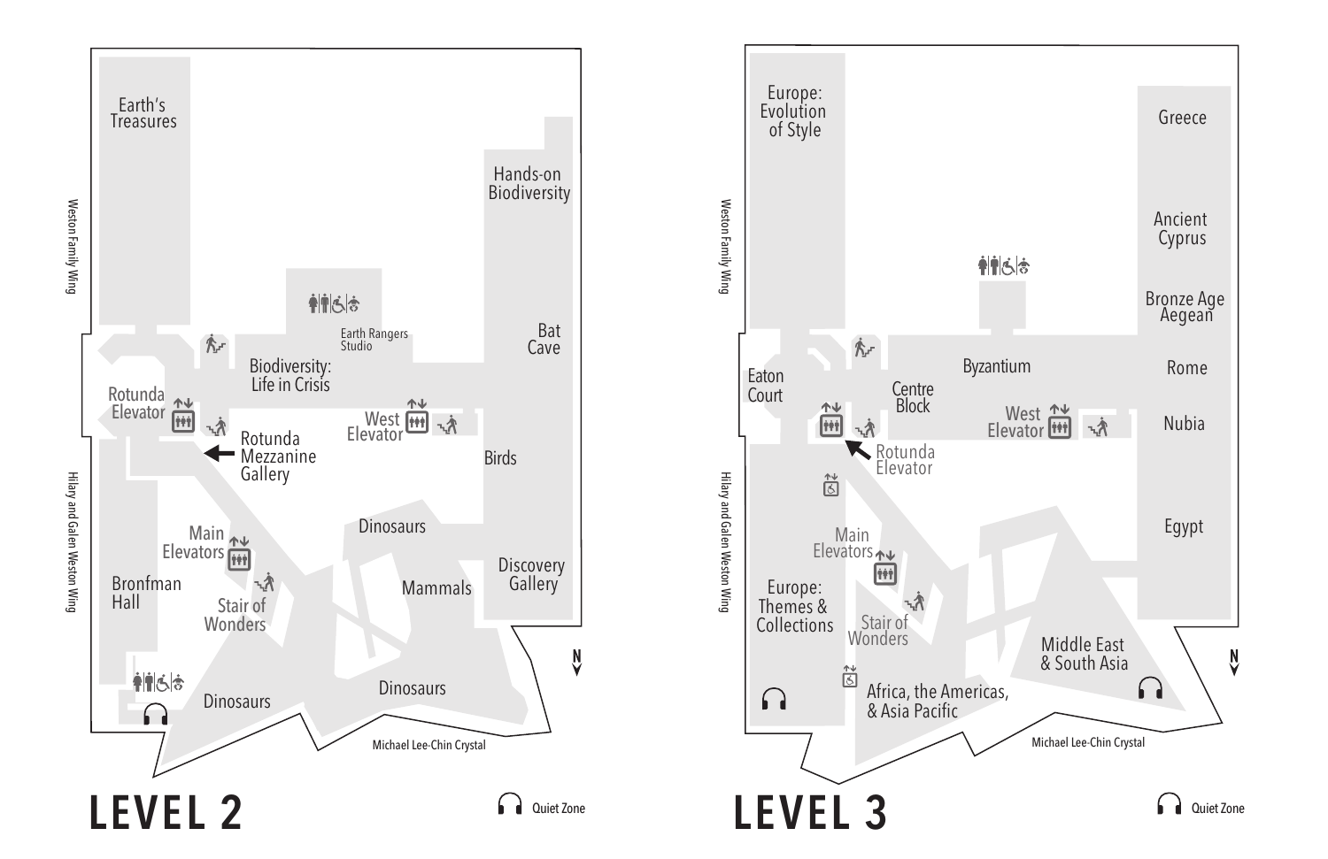## LEVEL 2

Earth's Treasures

Weston Family Wing

Rotunda Elevator

Biodiversity: Life in Crisis

Earth Rangers Studio

Hands-on Biodiversity

Bat Cave

West Elevator

Rotunda Mezzanine Gallery

Birds

Hilary and Galen Weston Wing

Main Elevators

Dinosaurs

Discovery Gallery

Bronfman Hall

Stair of Wonders

Mammals

Dinosaurs

Dinosaurs

Michael Lee-Chin Crystal

N

Quiet Zone

## LEVEL 3

Europe: Evolution of Style

Weston Family Wing

Greece

Ancient Cyprus

Bronze Age Aegean

Eaton Court

Byzantium

Centre Block

Rome

West Elevator

Nubia

Rotunda Elevator

Hilary and Galen Weston Wing

Main Elevators

Egypt

Europe: Themes & Collections

Stair of Wonders

Middle East & South Asia

Africa, the Americas, & Asia Pacific

Michael Lee-Chin Crystal

N

Quiet Zone